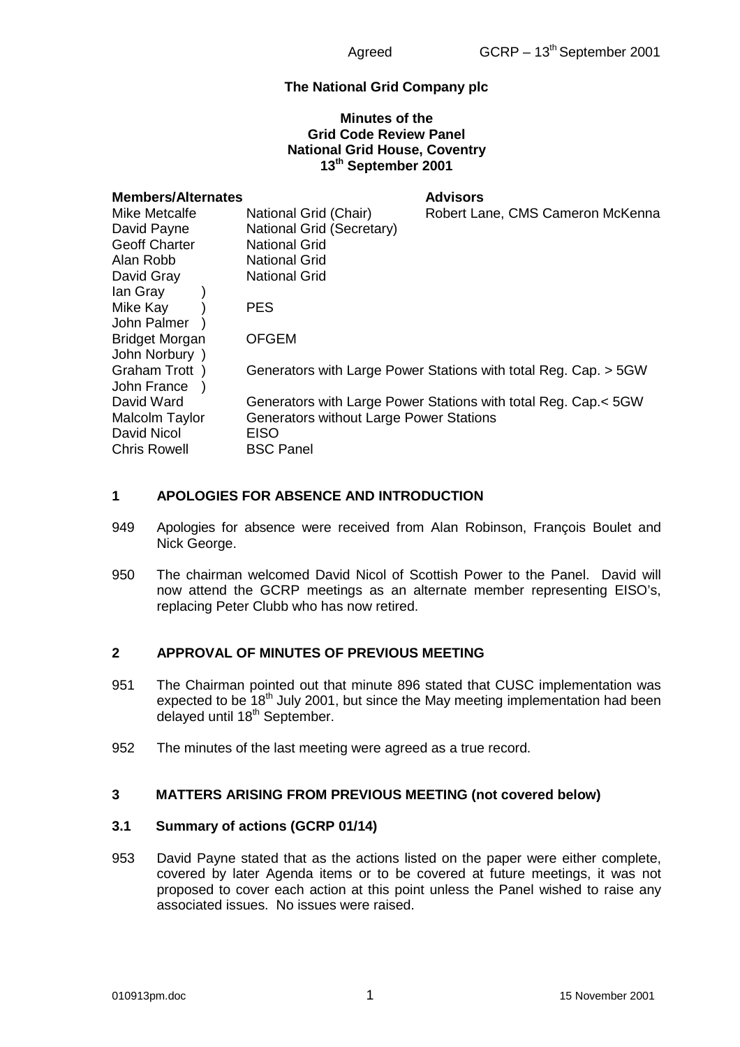**The National Grid Company plc**

**Minutes of the**
**Grid Code Review Panel**
**National Grid House, Coventry**
**13th September 2001**

| **Members/Alternates** | | **Advisors** |
|---|---|---|
| Mike Metcalfe | National Grid (Chair) | Robert Lane, CMS Cameron McKenna |
| David Payne | National Grid (Secretary) | |
| Geoff Charter | National Grid | |
| Alan Robb | National Grid | |
| David Gray | National Grid | |
| Ian Gray ) | | |
| Mike Kay ) | PES | |
| John Palmer ) | | |
| Bridget Morgan | OFGEM | |
| John Norbury ) | | |
| Graham Trott ) | Generators with Large Power Stations with total Reg. Cap. > 5GW | |
| John France ) | | |
| David Ward | Generators with Large Power Stations with total Reg. Cap.< 5GW | |
| Malcolm Taylor | Generators without Large Power Stations | |
| David Nicol | EISO | |
| Chris Rowell | BSC Panel | |

## 1 APOLOGIES FOR ABSENCE AND INTRODUCTION

949 Apologies for absence were received from Alan Robinson, François Boulet and Nick George.

950 The chairman welcomed David Nicol of Scottish Power to the Panel. David will now attend the GCRP meetings as an alternate member representing EISO's, replacing Peter Clubb who has now retired.

## 2 APPROVAL OF MINUTES OF PREVIOUS MEETING

951 The Chairman pointed out that minute 896 stated that CUSC implementation was expected to be 18th July 2001, but since the May meeting implementation had been delayed until 18th September.

952 The minutes of the last meeting were agreed as a true record.

## 3 MATTERS ARISING FROM PREVIOUS MEETING (not covered below)

### 3.1 Summary of actions (GCRP 01/14)

953 David Payne stated that as the actions listed on the paper were either complete, covered by later Agenda items or to be covered at future meetings, it was not proposed to cover each action at this point unless the Panel wished to raise any associated issues. No issues were raised.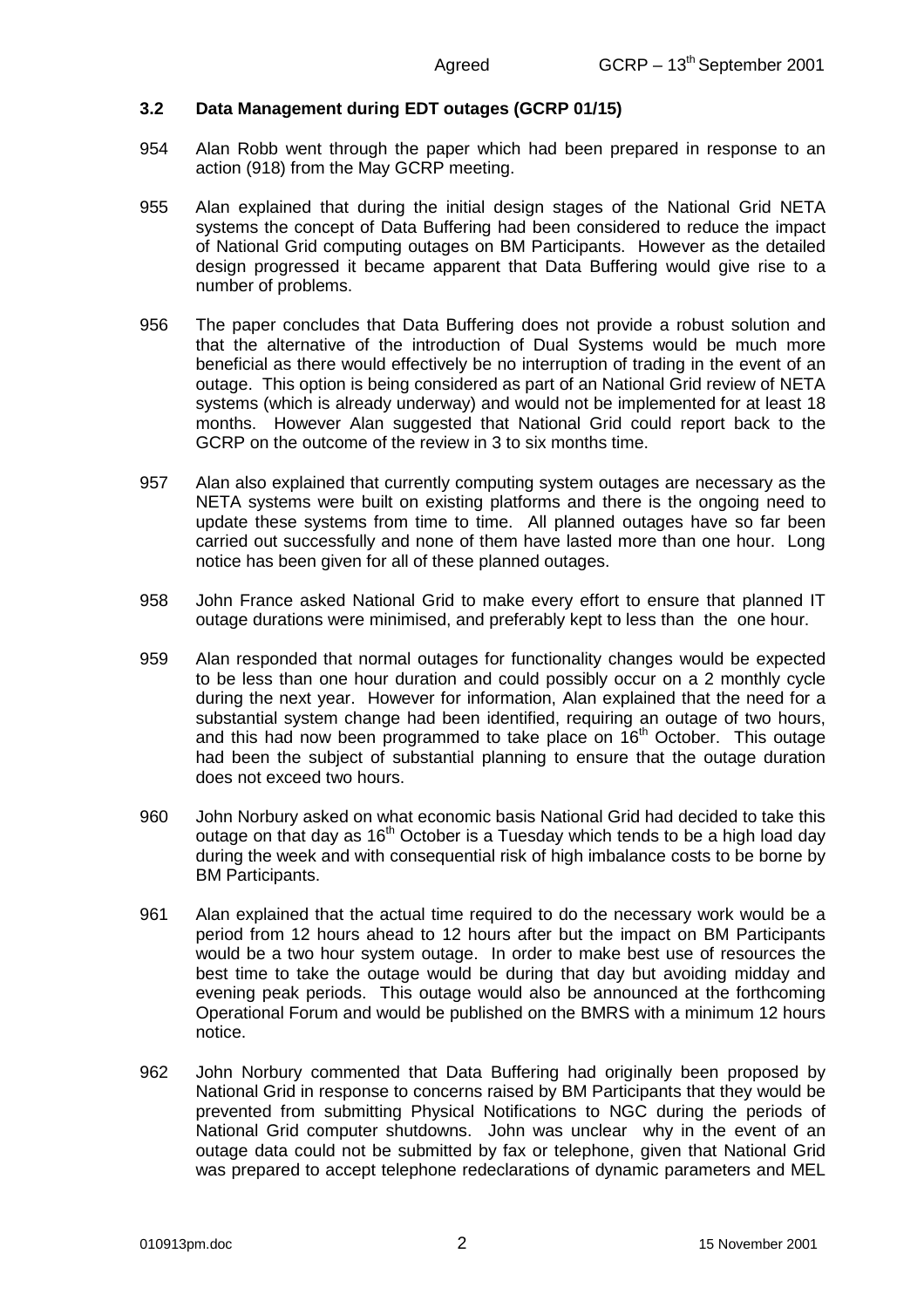### 3.2 Data Management during EDT outages (GCRP 01/15)

954 Alan Robb went through the paper which had been prepared in response to an action (918) from the May GCRP meeting.

955 Alan explained that during the initial design stages of the National Grid NETA systems the concept of Data Buffering had been considered to reduce the impact of National Grid computing outages on BM Participants. However as the detailed design progressed it became apparent that Data Buffering would give rise to a number of problems.

956 The paper concludes that Data Buffering does not provide a robust solution and that the alternative of the introduction of Dual Systems would be much more beneficial as there would effectively be no interruption of trading in the event of an outage. This option is being considered as part of an National Grid review of NETA systems (which is already underway) and would not be implemented for at least 18 months. However Alan suggested that National Grid could report back to the GCRP on the outcome of the review in 3 to six months time.

957 Alan also explained that currently computing system outages are necessary as the NETA systems were built on existing platforms and there is the ongoing need to update these systems from time to time. All planned outages have so far been carried out successfully and none of them have lasted more than one hour. Long notice has been given for all of these planned outages.

958 John France asked National Grid to make every effort to ensure that planned IT outage durations were minimised, and preferably kept to less than the one hour.

959 Alan responded that normal outages for functionality changes would be expected to be less than one hour duration and could possibly occur on a 2 monthly cycle during the next year. However for information, Alan explained that the need for a substantial system change had been identified, requiring an outage of two hours, and this had now been programmed to take place on 16th October. This outage had been the subject of substantial planning to ensure that the outage duration does not exceed two hours.

960 John Norbury asked on what economic basis National Grid had decided to take this outage on that day as 16th October is a Tuesday which tends to be a high load day during the week and with consequential risk of high imbalance costs to be borne by BM Participants.

961 Alan explained that the actual time required to do the necessary work would be a period from 12 hours ahead to 12 hours after but the impact on BM Participants would be a two hour system outage. In order to make best use of resources the best time to take the outage would be during that day but avoiding midday and evening peak periods. This outage would also be announced at the forthcoming Operational Forum and would be published on the BMRS with a minimum 12 hours notice.

962 John Norbury commented that Data Buffering had originally been proposed by National Grid in response to concerns raised by BM Participants that they would be prevented from submitting Physical Notifications to NGC during the periods of National Grid computer shutdowns. John was unclear why in the event of an outage data could not be submitted by fax or telephone, given that National Grid was prepared to accept telephone redeclarations of dynamic parameters and MEL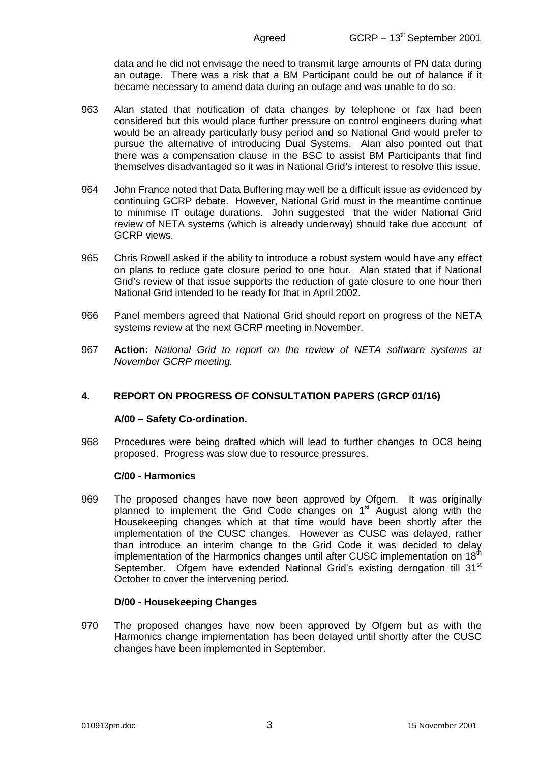data and he did not envisage the need to transmit large amounts of PN data during an outage. There was a risk that a BM Participant could be out of balance if it became necessary to amend data during an outage and was unable to do so.

963 Alan stated that notification of data changes by telephone or fax had been considered but this would place further pressure on control engineers during what would be an already particularly busy period and so National Grid would prefer to pursue the alternative of introducing Dual Systems. Alan also pointed out that there was a compensation clause in the BSC to assist BM Participants that find themselves disadvantaged so it was in National Grid's interest to resolve this issue.

964 John France noted that Data Buffering may well be a difficult issue as evidenced by continuing GCRP debate. However, National Grid must in the meantime continue to minimise IT outage durations. John suggested that the wider National Grid review of NETA systems (which is already underway) should take due account of GCRP views.

965 Chris Rowell asked if the ability to introduce a robust system would have any effect on plans to reduce gate closure period to one hour. Alan stated that if National Grid's review of that issue supports the reduction of gate closure to one hour then National Grid intended to be ready for that in April 2002.

966 Panel members agreed that National Grid should report on progress of the NETA systems review at the next GCRP meeting in November.

967 **Action:** *National Grid to report on the review of NETA software systems at November GCRP meeting.*

## 4. REPORT ON PROGRESS OF CONSULTATION PAPERS (GRCP 01/16)

### A/00 – Safety Co-ordination.

968 Procedures were being drafted which will lead to further changes to OC8 being proposed. Progress was slow due to resource pressures.

### C/00 - Harmonics

969 The proposed changes have now been approved by Ofgem. It was originally planned to implement the Grid Code changes on 1st August along with the Housekeeping changes which at that time would have been shortly after the implementation of the CUSC changes. However as CUSC was delayed, rather than introduce an interim change to the Grid Code it was decided to delay implementation of the Harmonics changes until after CUSC implementation on 18th September. Ofgem have extended National Grid's existing derogation till 31st October to cover the intervening period.

### D/00 - Housekeeping Changes

970 The proposed changes have now been approved by Ofgem but as with the Harmonics change implementation has been delayed until shortly after the CUSC changes have been implemented in September.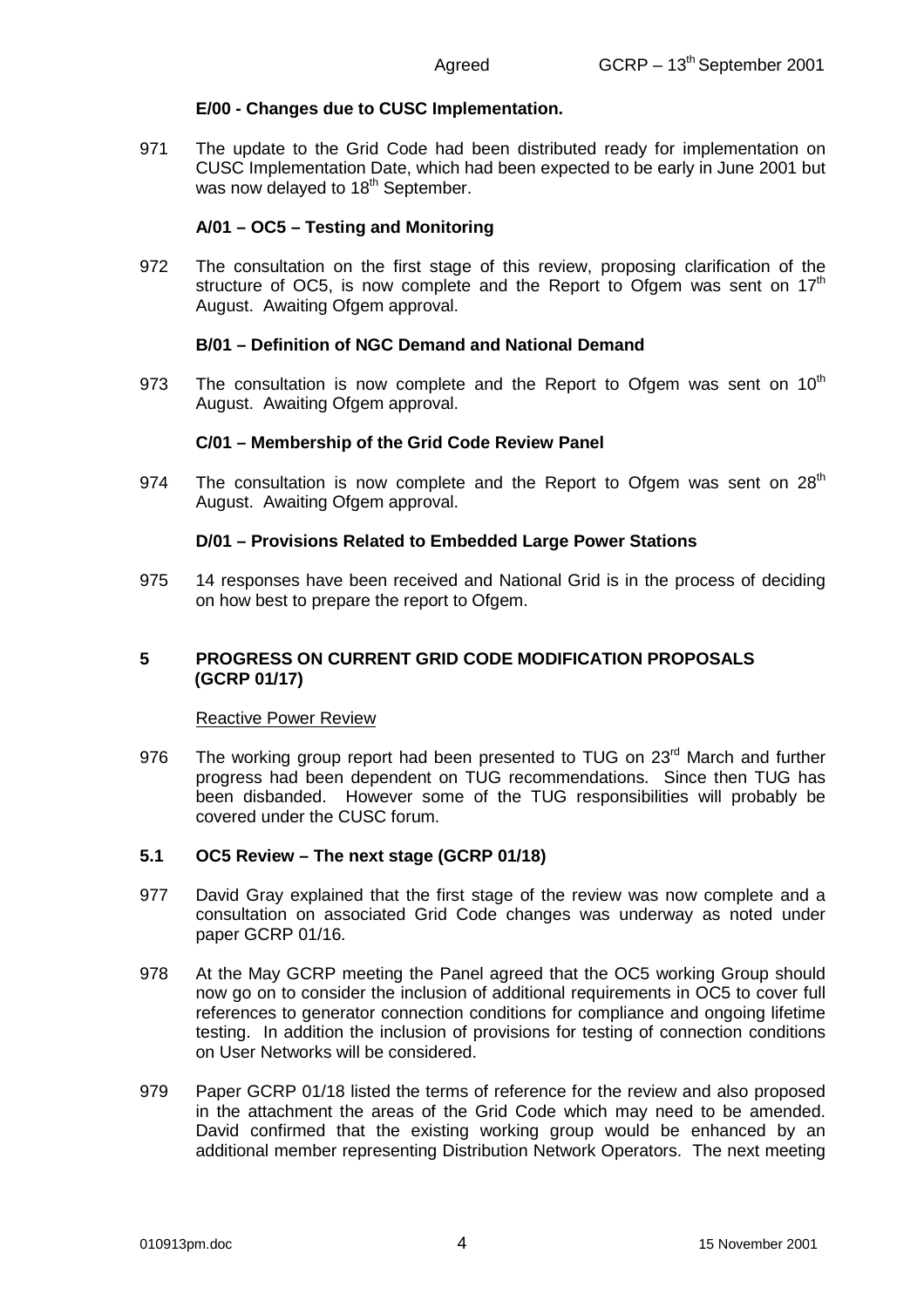**E/00 - Changes due to CUSC Implementation.**

971 The update to the Grid Code had been distributed ready for implementation on CUSC Implementation Date, which had been expected to be early in June 2001 but was now delayed to 18th September.

**A/01 – OC5 – Testing and Monitoring**

972 The consultation on the first stage of this review, proposing clarification of the structure of OC5, is now complete and the Report to Ofgem was sent on 17th August. Awaiting Ofgem approval.

**B/01 – Definition of NGC Demand and National Demand**

973 The consultation is now complete and the Report to Ofgem was sent on 10th August. Awaiting Ofgem approval.

**C/01 – Membership of the Grid Code Review Panel**

974 The consultation is now complete and the Report to Ofgem was sent on 28th August. Awaiting Ofgem approval.

**D/01 – Provisions Related to Embedded Large Power Stations**

975 14 responses have been received and National Grid is in the process of deciding on how best to prepare the report to Ofgem.

## 5 PROGRESS ON CURRENT GRID CODE MODIFICATION PROPOSALS (GCRP 01/17)

Reactive Power Review

976 The working group report had been presented to TUG on 23rd March and further progress had been dependent on TUG recommendations. Since then TUG has been disbanded. However some of the TUG responsibilities will probably be covered under the CUSC forum.

### 5.1 OC5 Review – The next stage (GCRP 01/18)

977 David Gray explained that the first stage of the review was now complete and a consultation on associated Grid Code changes was underway as noted under paper GCRP 01/16.

978 At the May GCRP meeting the Panel agreed that the OC5 working Group should now go on to consider the inclusion of additional requirements in OC5 to cover full references to generator connection conditions for compliance and ongoing lifetime testing. In addition the inclusion of provisions for testing of connection conditions on User Networks will be considered.

979 Paper GCRP 01/18 listed the terms of reference for the review and also proposed in the attachment the areas of the Grid Code which may need to be amended. David confirmed that the existing working group would be enhanced by an additional member representing Distribution Network Operators. The next meeting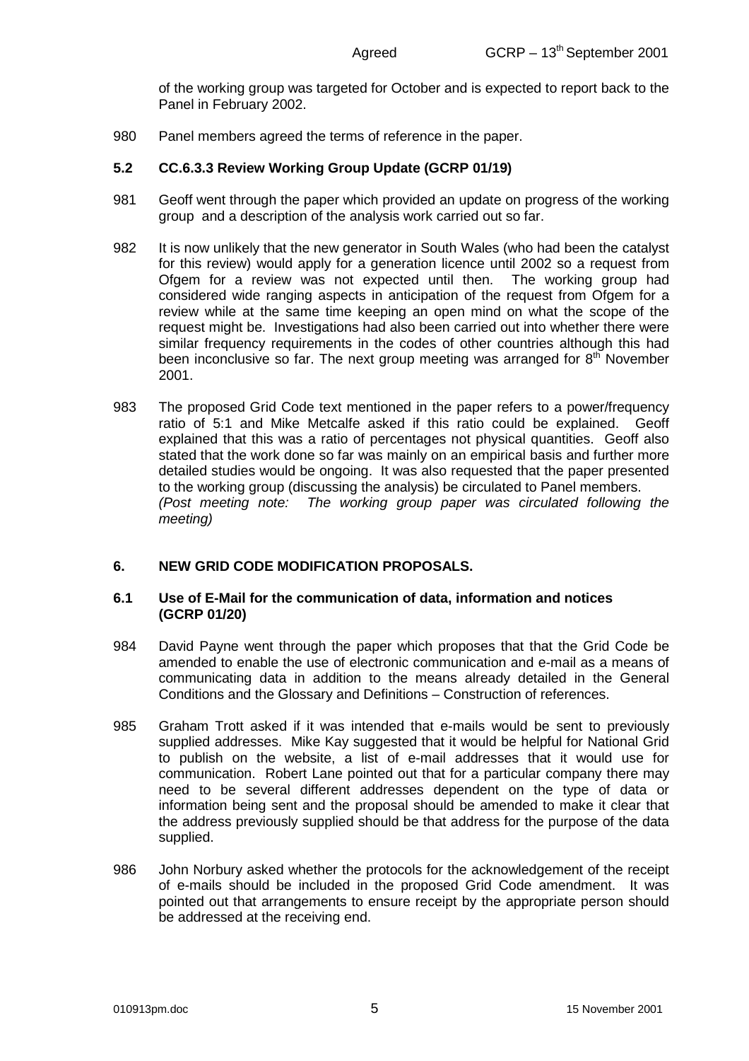of the working group was targeted for October and is expected to report back to the Panel in February 2002.

980 Panel members agreed the terms of reference in the paper.

### 5.2 CC.6.3.3 Review Working Group Update (GCRP 01/19)

981 Geoff went through the paper which provided an update on progress of the working group and a description of the analysis work carried out so far.

982 It is now unlikely that the new generator in South Wales (who had been the catalyst for this review) would apply for a generation licence until 2002 so a request from Ofgem for a review was not expected until then. The working group had considered wide ranging aspects in anticipation of the request from Ofgem for a review while at the same time keeping an open mind on what the scope of the request might be. Investigations had also been carried out into whether there were similar frequency requirements in the codes of other countries although this had been inconclusive so far. The next group meeting was arranged for 8th November 2001.

983 The proposed Grid Code text mentioned in the paper refers to a power/frequency ratio of 5:1 and Mike Metcalfe asked if this ratio could be explained. Geoff explained that this was a ratio of percentages not physical quantities. Geoff also stated that the work done so far was mainly on an empirical basis and further more detailed studies would be ongoing. It was also requested that the paper presented to the working group (discussing the analysis) be circulated to Panel members. *(Post meeting note: The working group paper was circulated following the meeting)*

## 6. NEW GRID CODE MODIFICATION PROPOSALS.

### 6.1 Use of E-Mail for the communication of data, information and notices (GCRP 01/20)

984 David Payne went through the paper which proposes that that the Grid Code be amended to enable the use of electronic communication and e-mail as a means of communicating data in addition to the means already detailed in the General Conditions and the Glossary and Definitions – Construction of references.

985 Graham Trott asked if it was intended that e-mails would be sent to previously supplied addresses. Mike Kay suggested that it would be helpful for National Grid to publish on the website, a list of e-mail addresses that it would use for communication. Robert Lane pointed out that for a particular company there may need to be several different addresses dependent on the type of data or information being sent and the proposal should be amended to make it clear that the address previously supplied should be that address for the purpose of the data supplied.

986 John Norbury asked whether the protocols for the acknowledgement of the receipt of e-mails should be included in the proposed Grid Code amendment. It was pointed out that arrangements to ensure receipt by the appropriate person should be addressed at the receiving end.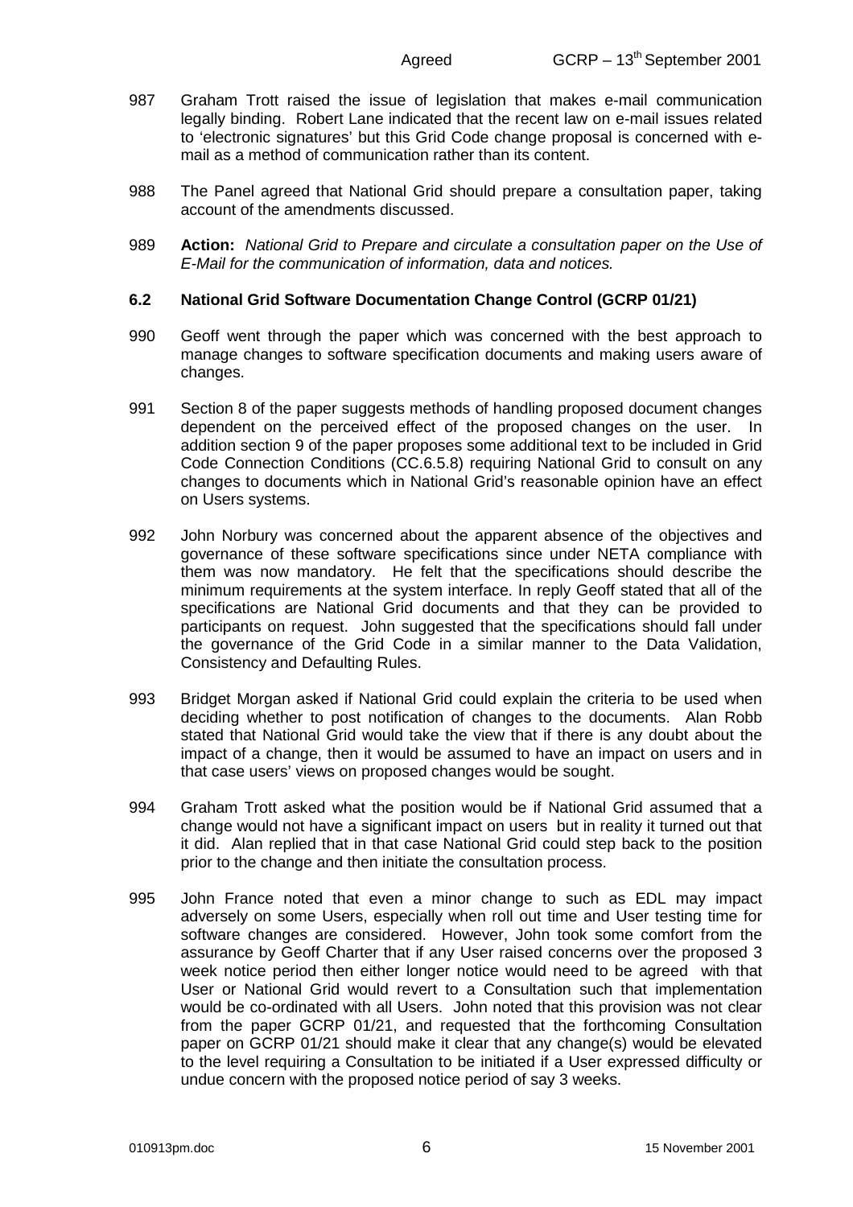987 Graham Trott raised the issue of legislation that makes e-mail communication legally binding. Robert Lane indicated that the recent law on e-mail issues related to 'electronic signatures' but this Grid Code change proposal is concerned with e-mail as a method of communication rather than its content.

988 The Panel agreed that National Grid should prepare a consultation paper, taking account of the amendments discussed.

989 **Action:** *National Grid to Prepare and circulate a consultation paper on the Use of E-Mail for the communication of information, data and notices.*

### 6.2 National Grid Software Documentation Change Control (GCRP 01/21)

990 Geoff went through the paper which was concerned with the best approach to manage changes to software specification documents and making users aware of changes.

991 Section 8 of the paper suggests methods of handling proposed document changes dependent on the perceived effect of the proposed changes on the user. In addition section 9 of the paper proposes some additional text to be included in Grid Code Connection Conditions (CC.6.5.8) requiring National Grid to consult on any changes to documents which in National Grid's reasonable opinion have an effect on Users systems.

992 John Norbury was concerned about the apparent absence of the objectives and governance of these software specifications since under NETA compliance with them was now mandatory. He felt that the specifications should describe the minimum requirements at the system interface. In reply Geoff stated that all of the specifications are National Grid documents and that they can be provided to participants on request. John suggested that the specifications should fall under the governance of the Grid Code in a similar manner to the Data Validation, Consistency and Defaulting Rules.

993 Bridget Morgan asked if National Grid could explain the criteria to be used when deciding whether to post notification of changes to the documents. Alan Robb stated that National Grid would take the view that if there is any doubt about the impact of a change, then it would be assumed to have an impact on users and in that case users' views on proposed changes would be sought.

994 Graham Trott asked what the position would be if National Grid assumed that a change would not have a significant impact on users but in reality it turned out that it did. Alan replied that in that case National Grid could step back to the position prior to the change and then initiate the consultation process.

995 John France noted that even a minor change to such as EDL may impact adversely on some Users, especially when roll out time and User testing time for software changes are considered. However, John took some comfort from the assurance by Geoff Charter that if any User raised concerns over the proposed 3 week notice period then either longer notice would need to be agreed with that User or National Grid would revert to a Consultation such that implementation would be co-ordinated with all Users. John noted that this provision was not clear from the paper GCRP 01/21, and requested that the forthcoming Consultation paper on GCRP 01/21 should make it clear that any change(s) would be elevated to the level requiring a Consultation to be initiated if a User expressed difficulty or undue concern with the proposed notice period of say 3 weeks.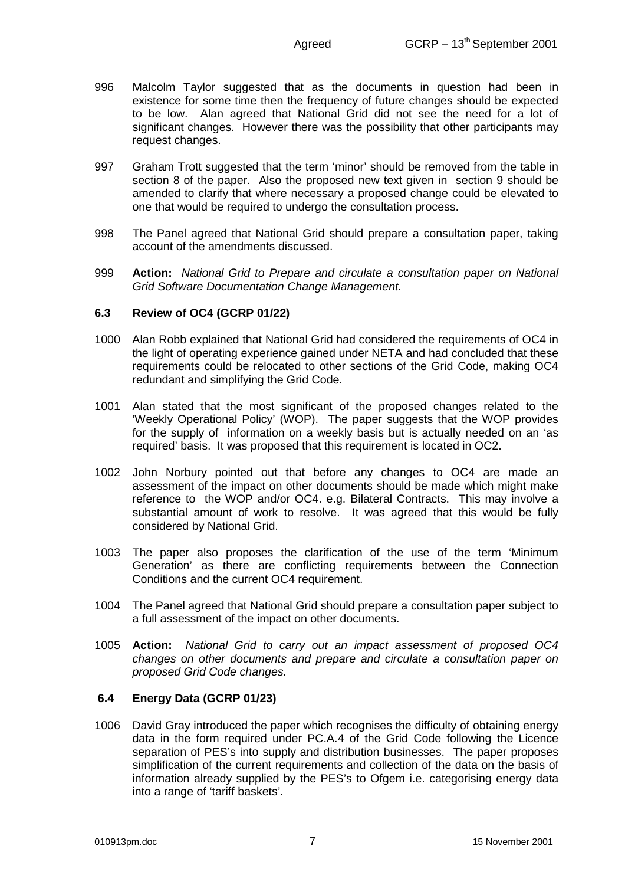996 Malcolm Taylor suggested that as the documents in question had been in existence for some time then the frequency of future changes should be expected to be low. Alan agreed that National Grid did not see the need for a lot of significant changes. However there was the possibility that other participants may request changes.

997 Graham Trott suggested that the term 'minor' should be removed from the table in section 8 of the paper. Also the proposed new text given in section 9 should be amended to clarify that where necessary a proposed change could be elevated to one that would be required to undergo the consultation process.

998 The Panel agreed that National Grid should prepare a consultation paper, taking account of the amendments discussed.

999 **Action:** *National Grid to Prepare and circulate a consultation paper on National Grid Software Documentation Change Management.*

### 6.3 Review of OC4 (GCRP 01/22)

1000 Alan Robb explained that National Grid had considered the requirements of OC4 in the light of operating experience gained under NETA and had concluded that these requirements could be relocated to other sections of the Grid Code, making OC4 redundant and simplifying the Grid Code.

1001 Alan stated that the most significant of the proposed changes related to the 'Weekly Operational Policy' (WOP). The paper suggests that the WOP provides for the supply of information on a weekly basis but is actually needed on an 'as required' basis. It was proposed that this requirement is located in OC2.

1002 John Norbury pointed out that before any changes to OC4 are made an assessment of the impact on other documents should be made which might make reference to the WOP and/or OC4. e.g. Bilateral Contracts. This may involve a substantial amount of work to resolve. It was agreed that this would be fully considered by National Grid.

1003 The paper also proposes the clarification of the use of the term 'Minimum Generation' as there are conflicting requirements between the Connection Conditions and the current OC4 requirement.

1004 The Panel agreed that National Grid should prepare a consultation paper subject to a full assessment of the impact on other documents.

1005 **Action:** *National Grid to carry out an impact assessment of proposed OC4 changes on other documents and prepare and circulate a consultation paper on proposed Grid Code changes.*

### 6.4 Energy Data (GCRP 01/23)

1006 David Gray introduced the paper which recognises the difficulty of obtaining energy data in the form required under PC.A.4 of the Grid Code following the Licence separation of PES's into supply and distribution businesses. The paper proposes simplification of the current requirements and collection of the data on the basis of information already supplied by the PES's to Ofgem i.e. categorising energy data into a range of 'tariff baskets'.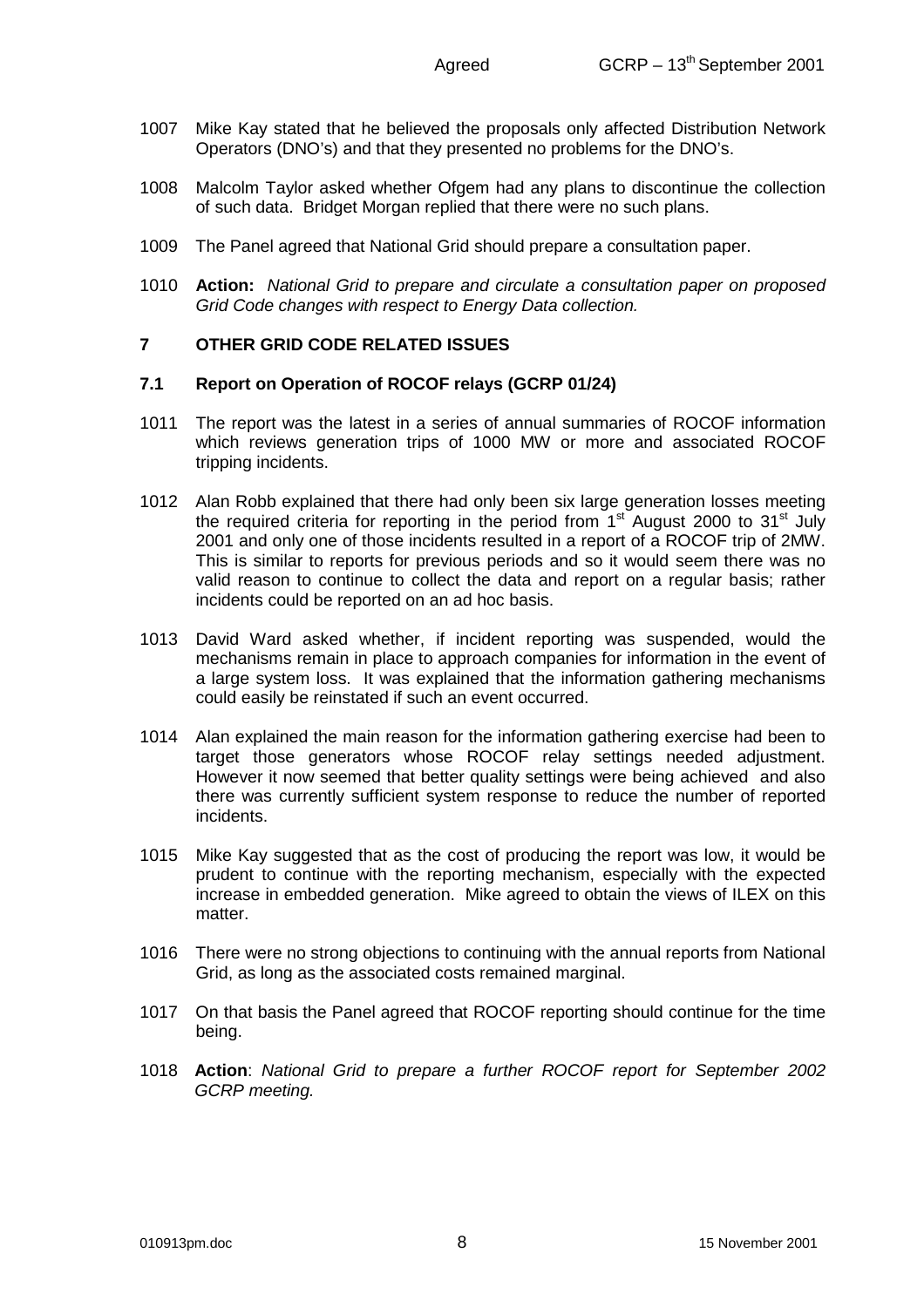1007 Mike Kay stated that he believed the proposals only affected Distribution Network Operators (DNO's) and that they presented no problems for the DNO's.

1008 Malcolm Taylor asked whether Ofgem had any plans to discontinue the collection of such data. Bridget Morgan replied that there were no such plans.

1009 The Panel agreed that National Grid should prepare a consultation paper.

1010 **Action:** *National Grid to prepare and circulate a consultation paper on proposed Grid Code changes with respect to Energy Data collection.*

## 7 OTHER GRID CODE RELATED ISSUES

### 7.1 Report on Operation of ROCOF relays (GCRP 01/24)

1011 The report was the latest in a series of annual summaries of ROCOF information which reviews generation trips of 1000 MW or more and associated ROCOF tripping incidents.

1012 Alan Robb explained that there had only been six large generation losses meeting the required criteria for reporting in the period from 1st August 2000 to 31st July 2001 and only one of those incidents resulted in a report of a ROCOF trip of 2MW. This is similar to reports for previous periods and so it would seem there was no valid reason to continue to collect the data and report on a regular basis; rather incidents could be reported on an ad hoc basis.

1013 David Ward asked whether, if incident reporting was suspended, would the mechanisms remain in place to approach companies for information in the event of a large system loss. It was explained that the information gathering mechanisms could easily be reinstated if such an event occurred.

1014 Alan explained the main reason for the information gathering exercise had been to target those generators whose ROCOF relay settings needed adjustment. However it now seemed that better quality settings were being achieved and also there was currently sufficient system response to reduce the number of reported incidents.

1015 Mike Kay suggested that as the cost of producing the report was low, it would be prudent to continue with the reporting mechanism, especially with the expected increase in embedded generation. Mike agreed to obtain the views of ILEX on this matter.

1016 There were no strong objections to continuing with the annual reports from National Grid, as long as the associated costs remained marginal.

1017 On that basis the Panel agreed that ROCOF reporting should continue for the time being.

1018 **Action**: *National Grid to prepare a further ROCOF report for September 2002 GCRP meeting.*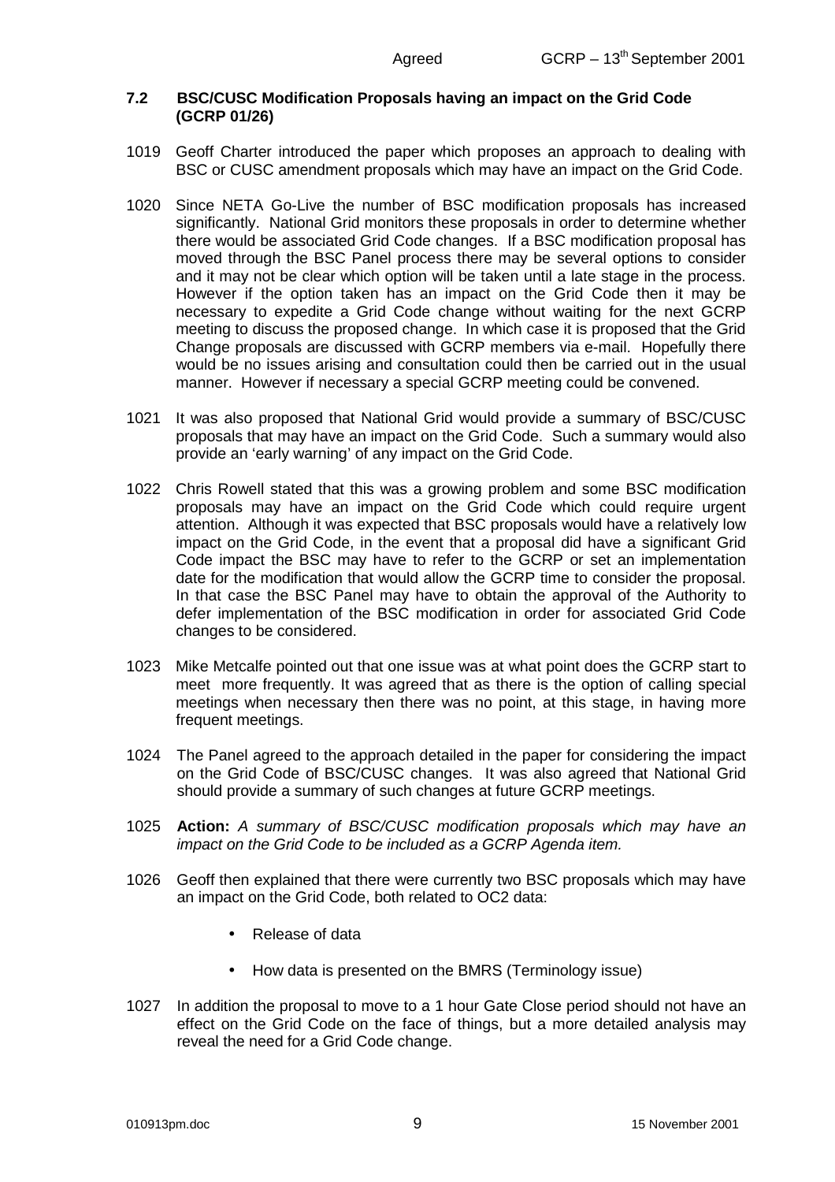### 7.2 BSC/CUSC Modification Proposals having an impact on the Grid Code (GCRP 01/26)

1019 Geoff Charter introduced the paper which proposes an approach to dealing with BSC or CUSC amendment proposals which may have an impact on the Grid Code.

1020 Since NETA Go-Live the number of BSC modification proposals has increased significantly. National Grid monitors these proposals in order to determine whether there would be associated Grid Code changes. If a BSC modification proposal has moved through the BSC Panel process there may be several options to consider and it may not be clear which option will be taken until a late stage in the process. However if the option taken has an impact on the Grid Code then it may be necessary to expedite a Grid Code change without waiting for the next GCRP meeting to discuss the proposed change. In which case it is proposed that the Grid Change proposals are discussed with GCRP members via e-mail. Hopefully there would be no issues arising and consultation could then be carried out in the usual manner. However if necessary a special GCRP meeting could be convened.

1021 It was also proposed that National Grid would provide a summary of BSC/CUSC proposals that may have an impact on the Grid Code. Such a summary would also provide an 'early warning' of any impact on the Grid Code.

1022 Chris Rowell stated that this was a growing problem and some BSC modification proposals may have an impact on the Grid Code which could require urgent attention. Although it was expected that BSC proposals would have a relatively low impact on the Grid Code, in the event that a proposal did have a significant Grid Code impact the BSC may have to refer to the GCRP or set an implementation date for the modification that would allow the GCRP time to consider the proposal. In that case the BSC Panel may have to obtain the approval of the Authority to defer implementation of the BSC modification in order for associated Grid Code changes to be considered.

1023 Mike Metcalfe pointed out that one issue was at what point does the GCRP start to meet more frequently. It was agreed that as there is the option of calling special meetings when necessary then there was no point, at this stage, in having more frequent meetings.

1024 The Panel agreed to the approach detailed in the paper for considering the impact on the Grid Code of BSC/CUSC changes. It was also agreed that National Grid should provide a summary of such changes at future GCRP meetings.

1025 **Action:** *A summary of BSC/CUSC modification proposals which may have an impact on the Grid Code to be included as a GCRP Agenda item.*

1026 Geoff then explained that there were currently two BSC proposals which may have an impact on the Grid Code, both related to OC2 data:

- Release of data
- How data is presented on the BMRS (Terminology issue)

1027 In addition the proposal to move to a 1 hour Gate Close period should not have an effect on the Grid Code on the face of things, but a more detailed analysis may reveal the need for a Grid Code change.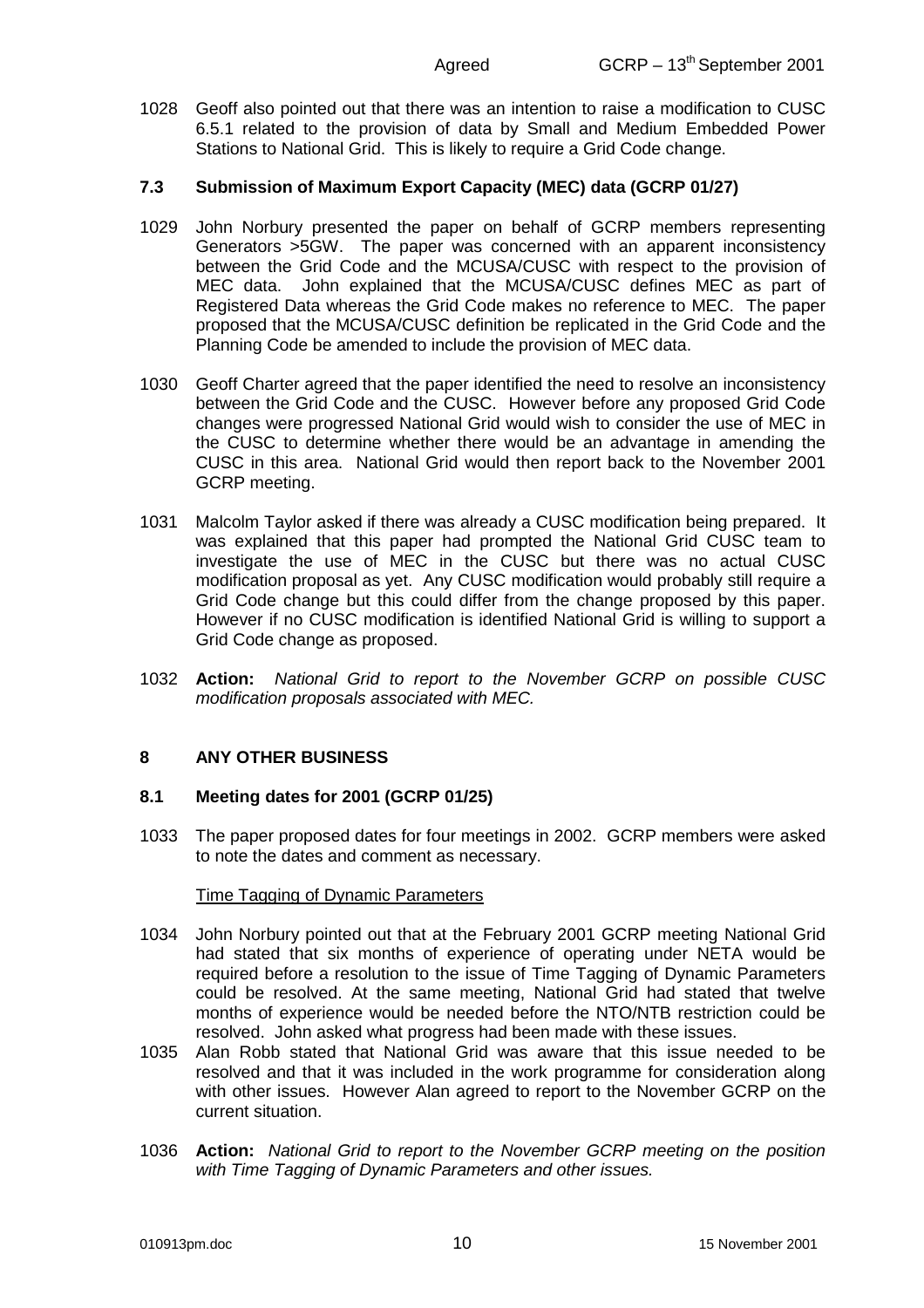1028 Geoff also pointed out that there was an intention to raise a modification to CUSC 6.5.1 related to the provision of data by Small and Medium Embedded Power Stations to National Grid. This is likely to require a Grid Code change.

### 7.3 Submission of Maximum Export Capacity (MEC) data (GCRP 01/27)

1029 John Norbury presented the paper on behalf of GCRP members representing Generators >5GW. The paper was concerned with an apparent inconsistency between the Grid Code and the MCUSA/CUSC with respect to the provision of MEC data. John explained that the MCUSA/CUSC defines MEC as part of Registered Data whereas the Grid Code makes no reference to MEC. The paper proposed that the MCUSA/CUSC definition be replicated in the Grid Code and the Planning Code be amended to include the provision of MEC data.

1030 Geoff Charter agreed that the paper identified the need to resolve an inconsistency between the Grid Code and the CUSC. However before any proposed Grid Code changes were progressed National Grid would wish to consider the use of MEC in the CUSC to determine whether there would be an advantage in amending the CUSC in this area. National Grid would then report back to the November 2001 GCRP meeting.

1031 Malcolm Taylor asked if there was already a CUSC modification being prepared. It was explained that this paper had prompted the National Grid CUSC team to investigate the use of MEC in the CUSC but there was no actual CUSC modification proposal as yet. Any CUSC modification would probably still require a Grid Code change but this could differ from the change proposed by this paper. However if no CUSC modification is identified National Grid is willing to support a Grid Code change as proposed.

1032 **Action:** *National Grid to report to the November GCRP on possible CUSC modification proposals associated with MEC.*

## 8 ANY OTHER BUSINESS

### 8.1 Meeting dates for 2001 (GCRP 01/25)

1033 The paper proposed dates for four meetings in 2002. GCRP members were asked to note the dates and comment as necessary.

Time Tagging of Dynamic Parameters

1034 John Norbury pointed out that at the February 2001 GCRP meeting National Grid had stated that six months of experience of operating under NETA would be required before a resolution to the issue of Time Tagging of Dynamic Parameters could be resolved. At the same meeting, National Grid had stated that twelve months of experience would be needed before the NTO/NTB restriction could be resolved. John asked what progress had been made with these issues.

1035 Alan Robb stated that National Grid was aware that this issue needed to be resolved and that it was included in the work programme for consideration along with other issues. However Alan agreed to report to the November GCRP on the current situation.

1036 **Action:** *National Grid to report to the November GCRP meeting on the position with Time Tagging of Dynamic Parameters and other issues.*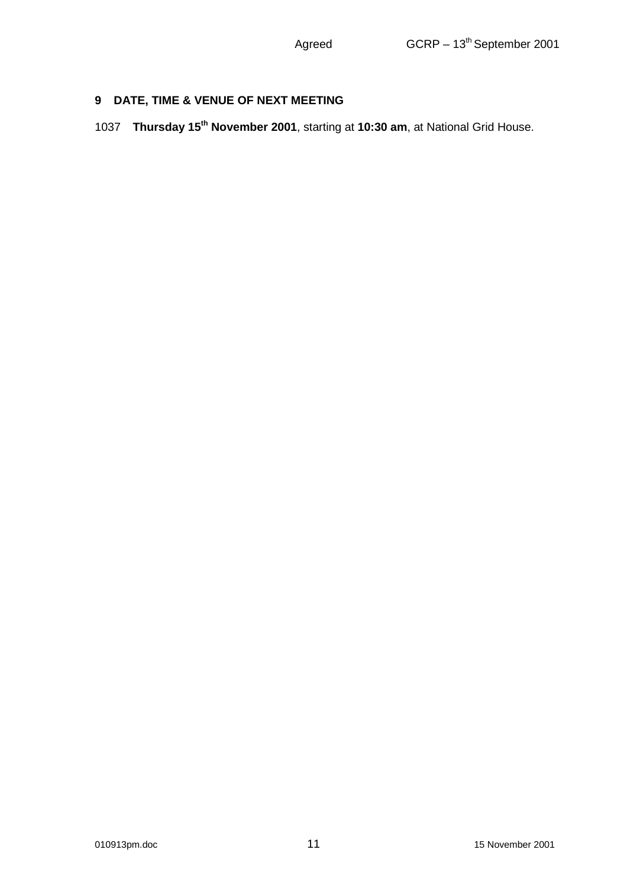## 9 DATE, TIME & VENUE OF NEXT MEETING

1037 **Thursday 15th November 2001**, starting at **10:30 am**, at National Grid House.